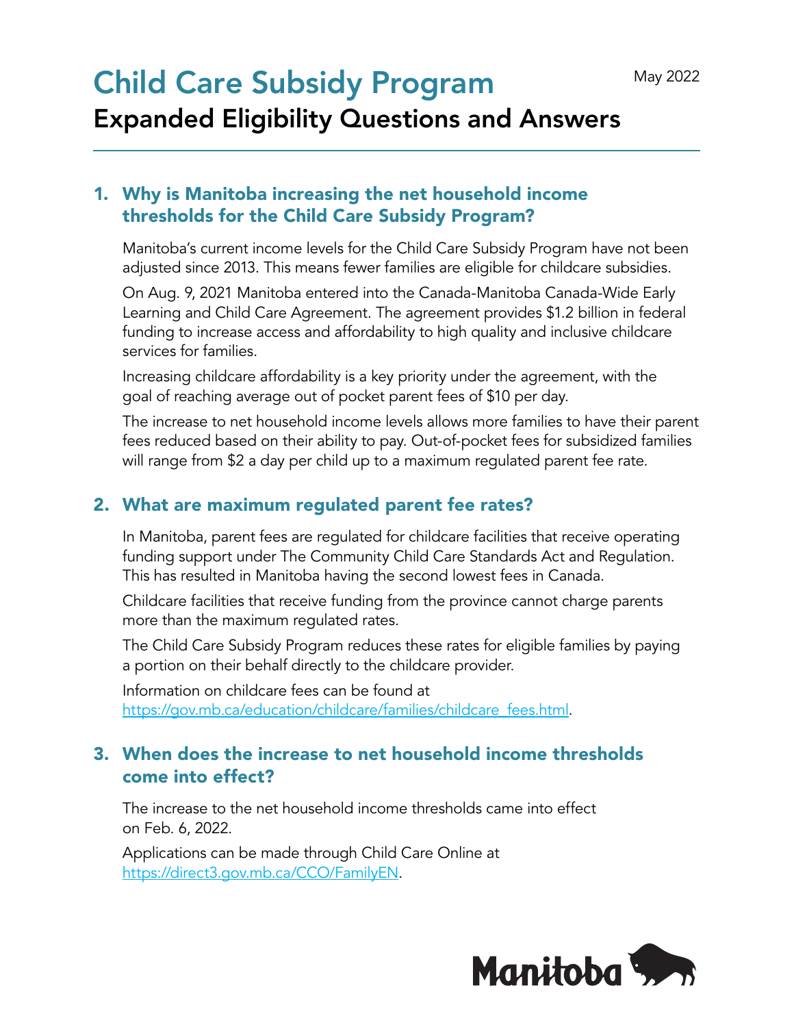May 2022

# Child Care Subsidy Program

## Expanded Eligibility Questions and Answers

### 1. Why is Manitoba increasing the net household income thresholds for the Child Care Subsidy Program?

Manitoba's current income levels for the Child Care Subsidy Program have not been adjusted since 2013. This means fewer families are eligible for childcare subsidies.

On Aug. 9, 2021 Manitoba entered into the Canada-Manitoba Canada-Wide Early Learning and Child Care Agreement. The agreement provides $1.2 billion in federal funding to increase access and affordability to high quality and inclusive childcare services for families.

Increasing childcare affordability is a key priority under the agreement, with the goal of reaching average out of pocket parent fees of $10 per day.

The increase to net household income levels allows more families to have their parent fees reduced based on their ability to pay. Out-of-pocket fees for subsidized families will range from $2 a day per child up to a maximum regulated parent fee rate.

### 2. What are maximum regulated parent fee rates?

In Manitoba, parent fees are regulated for childcare facilities that receive operating funding support under The Community Child Care Standards Act and Regulation. This has resulted in Manitoba having the second lowest fees in Canada.

Childcare facilities that receive funding from the province cannot charge parents more than the maximum regulated rates.

The Child Care Subsidy Program reduces these rates for eligible families by paying a portion on their behalf directly to the childcare provider.

Information on childcare fees can be found at https://gov.mb.ca/education/childcare/families/childcare_fees.html.

### 3. When does the increase to net household income thresholds come into effect?

The increase to the net household income thresholds came into effect on Feb. 6, 2022.

Applications can be made through Child Care Online at https://direct3.gov.mb.ca/CCO/FamilyEN.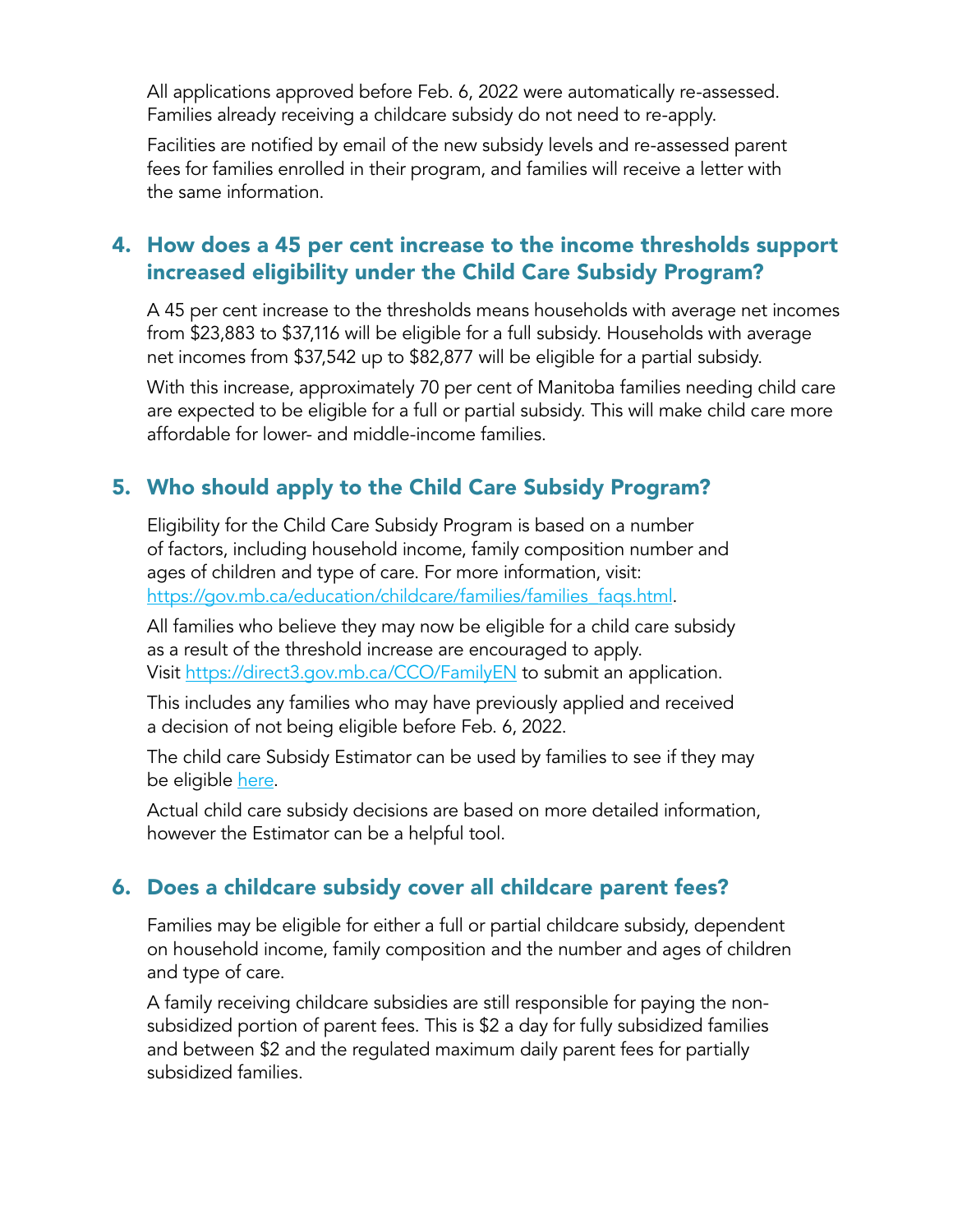All applications approved before Feb. 6, 2022 were automatically re-assessed. Families already receiving a childcare subsidy do not need to re-apply.

Facilities are notified by email of the new subsidy levels and re-assessed parent fees for families enrolled in their program, and families will receive a letter with the same information.

## 4. How does a 45 per cent increase to the income thresholds support increased eligibility under the Child Care Subsidy Program?

A 45 per cent increase to the thresholds means households with average net incomes from $23,883 to $37,116 will be eligible for a full subsidy. Households with average net incomes from $37,542 up to $82,877 will be eligible for a partial subsidy.

With this increase, approximately 70 per cent of Manitoba families needing child care are expected to be eligible for a full or partial subsidy. This will make child care more affordable for lower- and middle-income families.

## 5. Who should apply to the Child Care Subsidy Program?

Eligibility for the Child Care Subsidy Program is based on a number of factors, including household income, family composition number and ages of children and type of care. For more information, visit: [https://gov.mb.ca/education/childcare/families/families_faqs.html](https://gov.mb.ca/education/childcare/families/families_faqs.html).

All families who believe they may now be eligible for a child care subsidy as a result of the threshold increase are encouraged to apply. Visit [https://direct3.gov.mb.ca/CCO/FamilyEN](https://direct3.gov.mb.ca/CCO/FamilyEN) to submit an application.

This includes any families who may have previously applied and received a decision of not being eligible before Feb. 6, 2022.

The child care Subsidy Estimator can be used by families to see if they may be eligible here.

Actual child care subsidy decisions are based on more detailed information, however the Estimator can be a helpful tool.

## 6. Does a childcare subsidy cover all childcare parent fees?

Families may be eligible for either a full or partial childcare subsidy, dependent on household income, family composition and the number and ages of children and type of care.

A family receiving childcare subsidies are still responsible for paying the non-subsidized portion of parent fees. This is $2 a day for fully subsidized families and between $2 and the regulated maximum daily parent fees for partially subsidized families.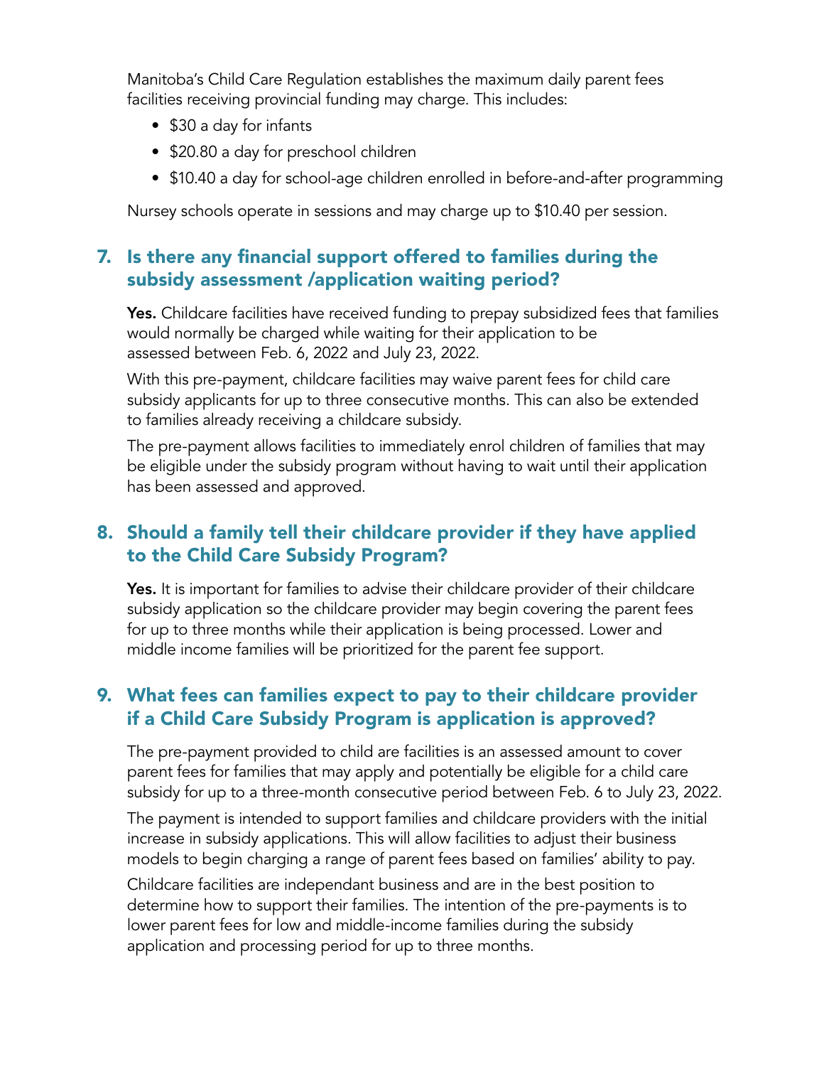Manitoba's Child Care Regulation establishes the maximum daily parent fees facilities receiving provincial funding may charge. This includes:

- $30 a day for infants
- $20.80 a day for preschool children
- $10.40 a day for school-age children enrolled in before-and-after programming

Nursey schools operate in sessions and may charge up to $10.40 per session.

## 7. Is there any financial support offered to families during the subsidy assessment /application waiting period?

**Yes.** Childcare facilities have received funding to prepay subsidized fees that families would normally be charged while waiting for their application to be assessed between Feb. 6, 2022 and July 23, 2022.

With this pre-payment, childcare facilities may waive parent fees for child care subsidy applicants for up to three consecutive months. This can also be extended to families already receiving a childcare subsidy.

The pre-payment allows facilities to immediately enrol children of families that may be eligible under the subsidy program without having to wait until their application has been assessed and approved.

## 8. Should a family tell their childcare provider if they have applied to the Child Care Subsidy Program?

**Yes.** It is important for families to advise their childcare provider of their childcare subsidy application so the childcare provider may begin covering the parent fees for up to three months while their application is being processed. Lower and middle income families will be prioritized for the parent fee support.

## 9. What fees can families expect to pay to their childcare provider if a Child Care Subsidy Program is application is approved?

The pre-payment provided to child are facilities is an assessed amount to cover parent fees for families that may apply and potentially be eligible for a child care subsidy for up to a three-month consecutive period between Feb. 6 to July 23, 2022.

The payment is intended to support families and childcare providers with the initial increase in subsidy applications. This will allow facilities to adjust their business models to begin charging a range of parent fees based on families' ability to pay.

Childcare facilities are independant business and are in the best position to determine how to support their families. The intention of the pre-payments is to lower parent fees for low and middle-income families during the subsidy application and processing period for up to three months.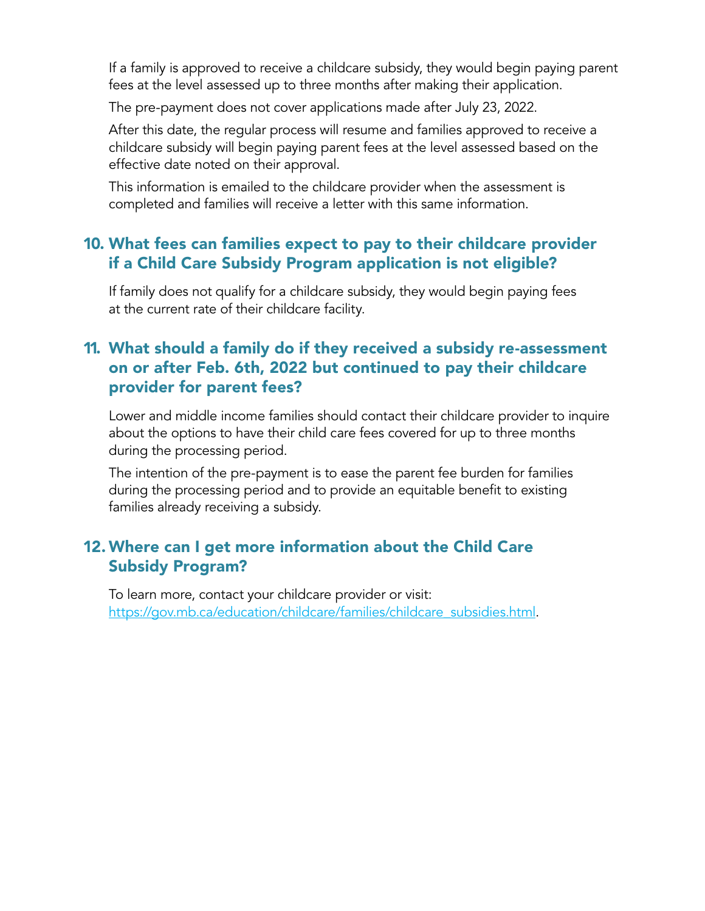If a family is approved to receive a childcare subsidy, they would begin paying parent fees at the level assessed up to three months after making their application.

The pre-payment does not cover applications made after July 23, 2022.

After this date, the regular process will resume and families approved to receive a childcare subsidy will begin paying parent fees at the level assessed based on the effective date noted on their approval.

This information is emailed to the childcare provider when the assessment is completed and families will receive a letter with this same information.

## 10. What fees can families expect to pay to their childcare provider if a Child Care Subsidy Program application is not eligible?

If family does not qualify for a childcare subsidy, they would begin paying fees at the current rate of their childcare facility.

## 11. What should a family do if they received a subsidy re-assessment on or after Feb. 6th, 2022 but continued to pay their childcare provider for parent fees?

Lower and middle income families should contact their childcare provider to inquire about the options to have their child care fees covered for up to three months during the processing period.

The intention of the pre-payment is to ease the parent fee burden for families during the processing period and to provide an equitable benefit to existing families already receiving a subsidy.

## 12. Where can I get more information about the Child Care Subsidy Program?

To learn more, contact your childcare provider or visit: [https://gov.mb.ca/education/childcare/families/childcare_subsidies.html](https://gov.mb.ca/education/childcare/families/childcare_subsidies.html).